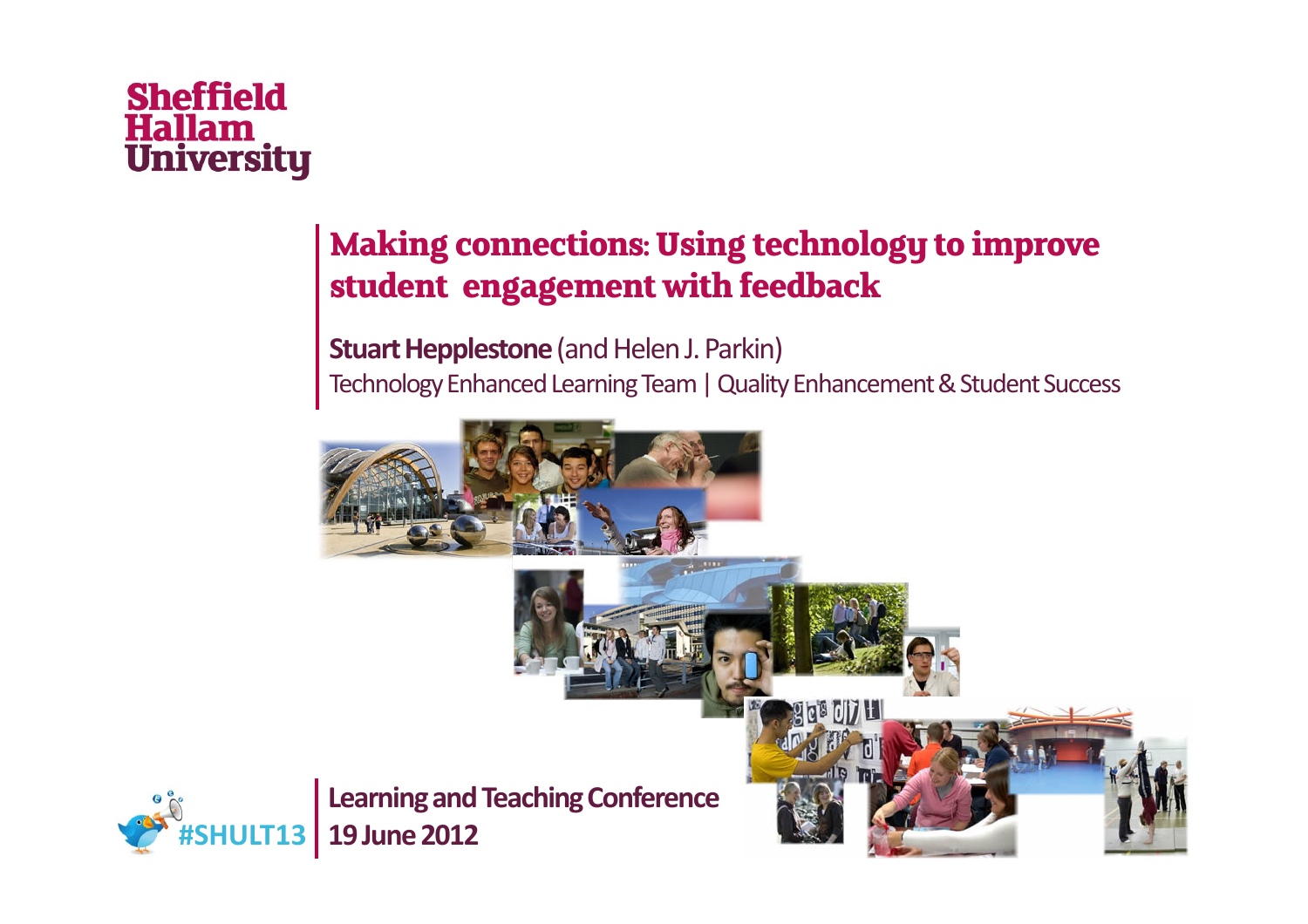Sheffield Hallam University

# Making connections: Using technology to improve student engagement with feedback

**Stuart Hepplestone** (and Helen J. Parkin)

Technology Enhanced Learning Team | Quality Enhancement & Student Success

#SHULT13

**Learning and Teaching Conference**
**19 June 2012**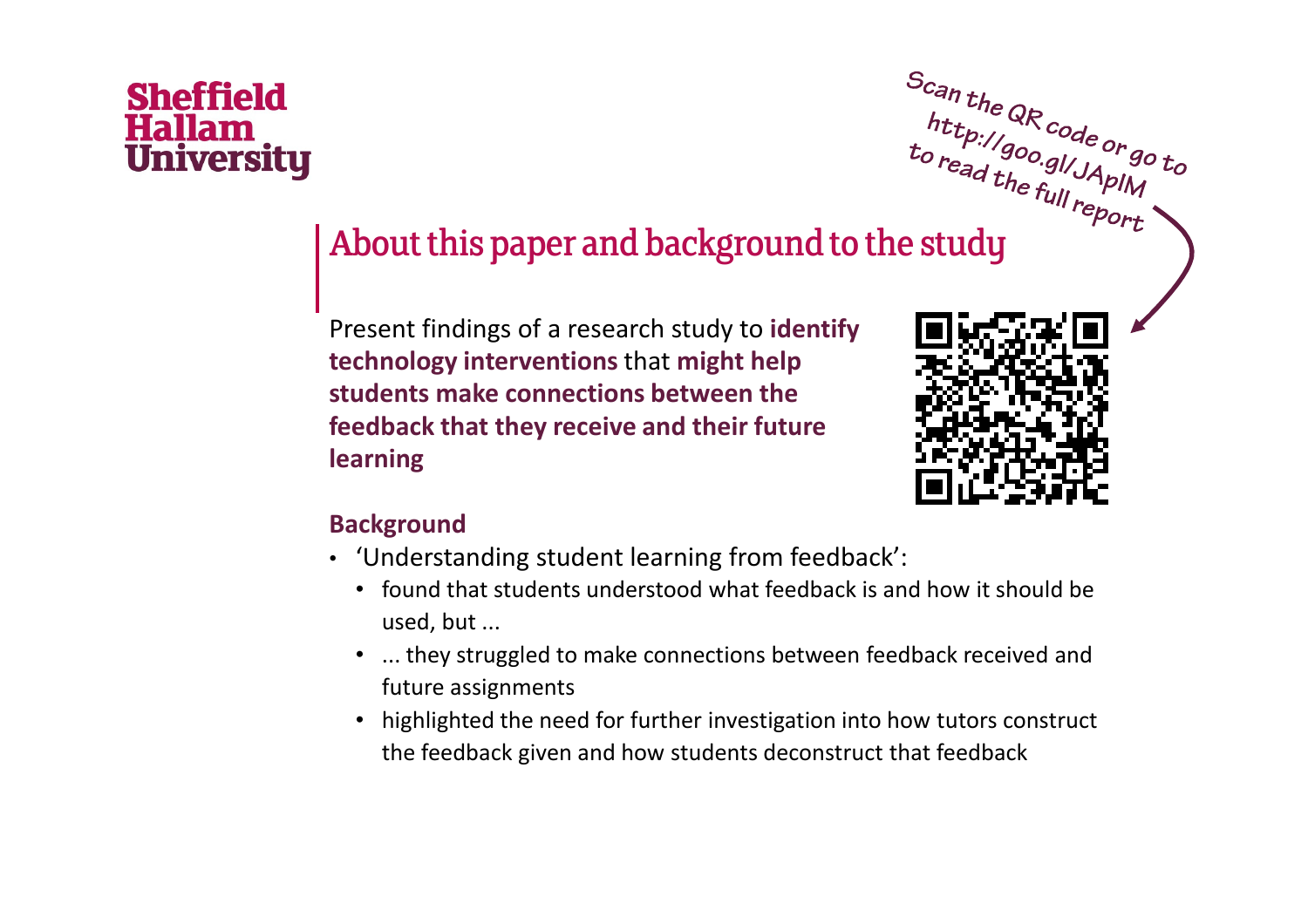Sheffield Hallam University

Scan the QR code or go to http://goo.gl/JApIM to read the full report

## About this paper and background to the study

Present findings of a research study to **identify technology interventions** that **might help students make connections between the feedback that they receive and their future learning**

### Background

- 'Understanding student learning from feedback':
  - found that students understood what feedback is and how it should be used, but ...
  - ... they struggled to make connections between feedback received and future assignments
  - highlighted the need for further investigation into how tutors construct the feedback given and how students deconstruct that feedback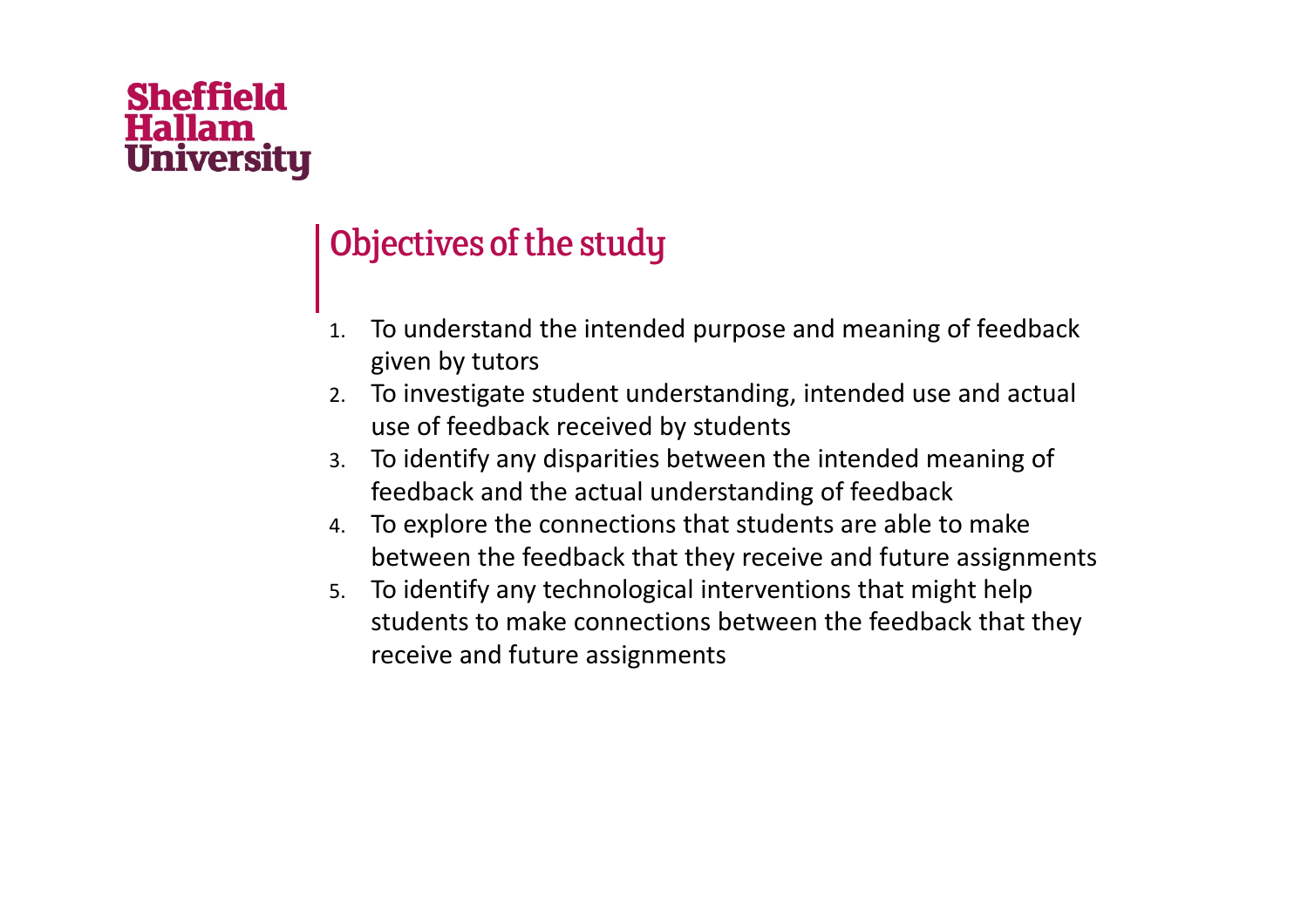## Objectives of the study

1. To understand the intended purpose and meaning of feedback given by tutors
2. To investigate student understanding, intended use and actual use of feedback received by students
3. To identify any disparities between the intended meaning of feedback and the actual understanding of feedback
4. To explore the connections that students are able to make between the feedback that they receive and future assignments
5. To identify any technological interventions that might help students to make connections between the feedback that they receive and future assignments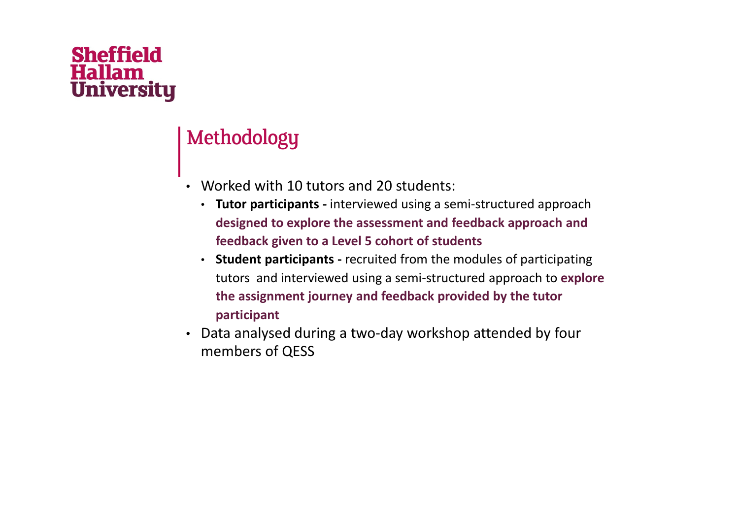## Methodology

- Worked with 10 tutors and 20 students:
  - **Tutor participants -** interviewed using a semi-structured approach **designed to explore the assessment and feedback approach and feedback given to a Level 5 cohort of students**
  - **Student participants -** recruited from the modules of participating tutors and interviewed using a semi-structured approach to **explore the assignment journey and feedback provided by the tutor participant**
- Data analysed during a two-day workshop attended by four members of QESS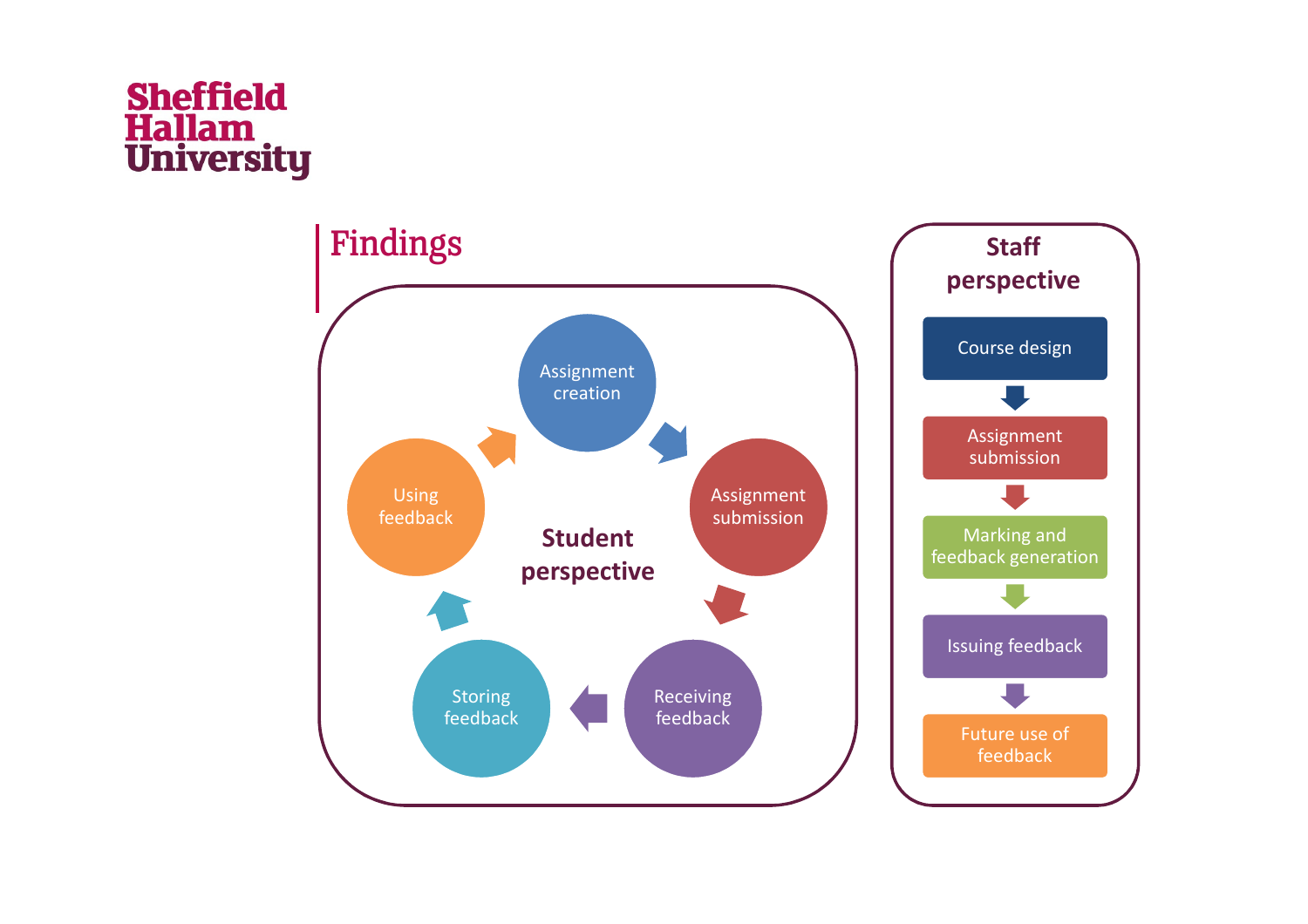# Findings

**Student perspective**

- Assignment creation
- Assignment submission
- Receiving feedback
- Storing feedback
- Using feedback

**Staff perspective**

- Course design
- Assignment submission
- Marking and feedback generation
- Issuing feedback
- Future use of feedback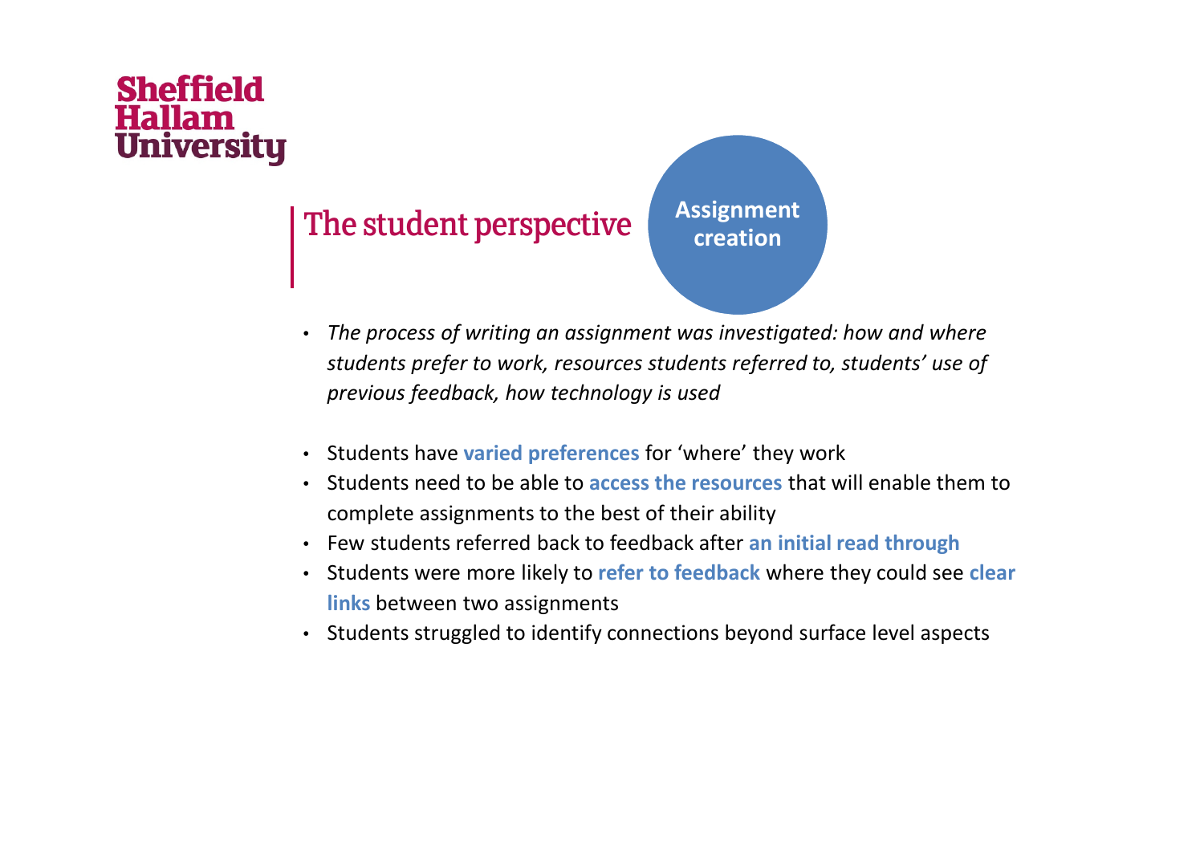Sheffield Hallam University

## The student perspective

**Assignment creation**

- *The process of writing an assignment was investigated: how and where students prefer to work, resources students referred to, students' use of previous feedback, how technology is used*

- Students have **varied preferences** for 'where' they work
- Students need to be able to **access the resources** that will enable them to complete assignments to the best of their ability
- Few students referred back to feedback after **an initial read through**
- Students were more likely to **refer to feedback** where they could see **clear links** between two assignments
- Students struggled to identify connections beyond surface level aspects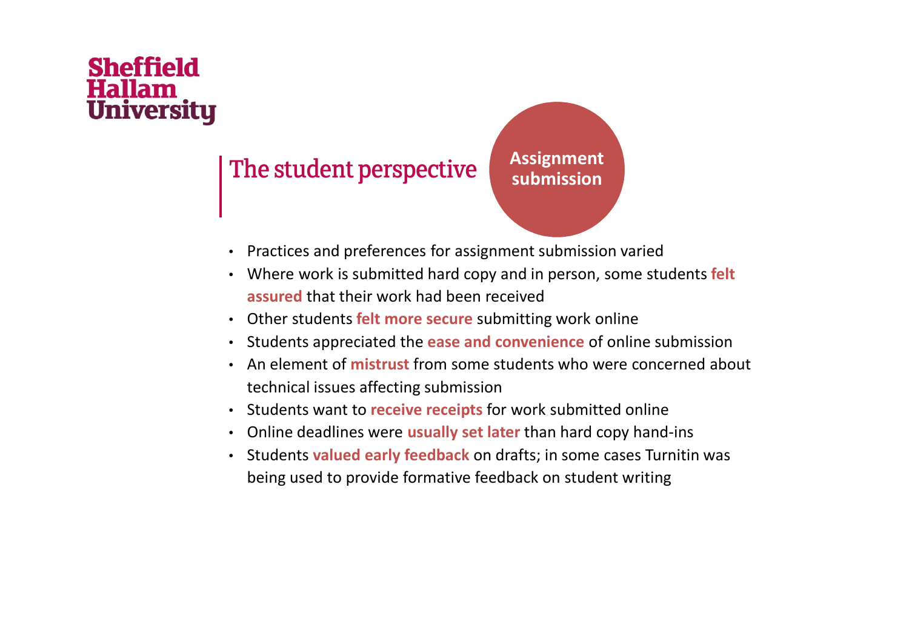Sheffield Hallam University

## The student perspective

**Assignment submission**

- Practices and preferences for assignment submission varied
- Where work is submitted hard copy and in person, some students **felt assured** that their work had been received
- Other students **felt more secure** submitting work online
- Students appreciated the **ease and convenience** of online submission
- An element of **mistrust** from some students who were concerned about technical issues affecting submission
- Students want to **receive receipts** for work submitted online
- Online deadlines were **usually set later** than hard copy hand-ins
- Students **valued early feedback** on drafts; in some cases Turnitin was being used to provide formative feedback on student writing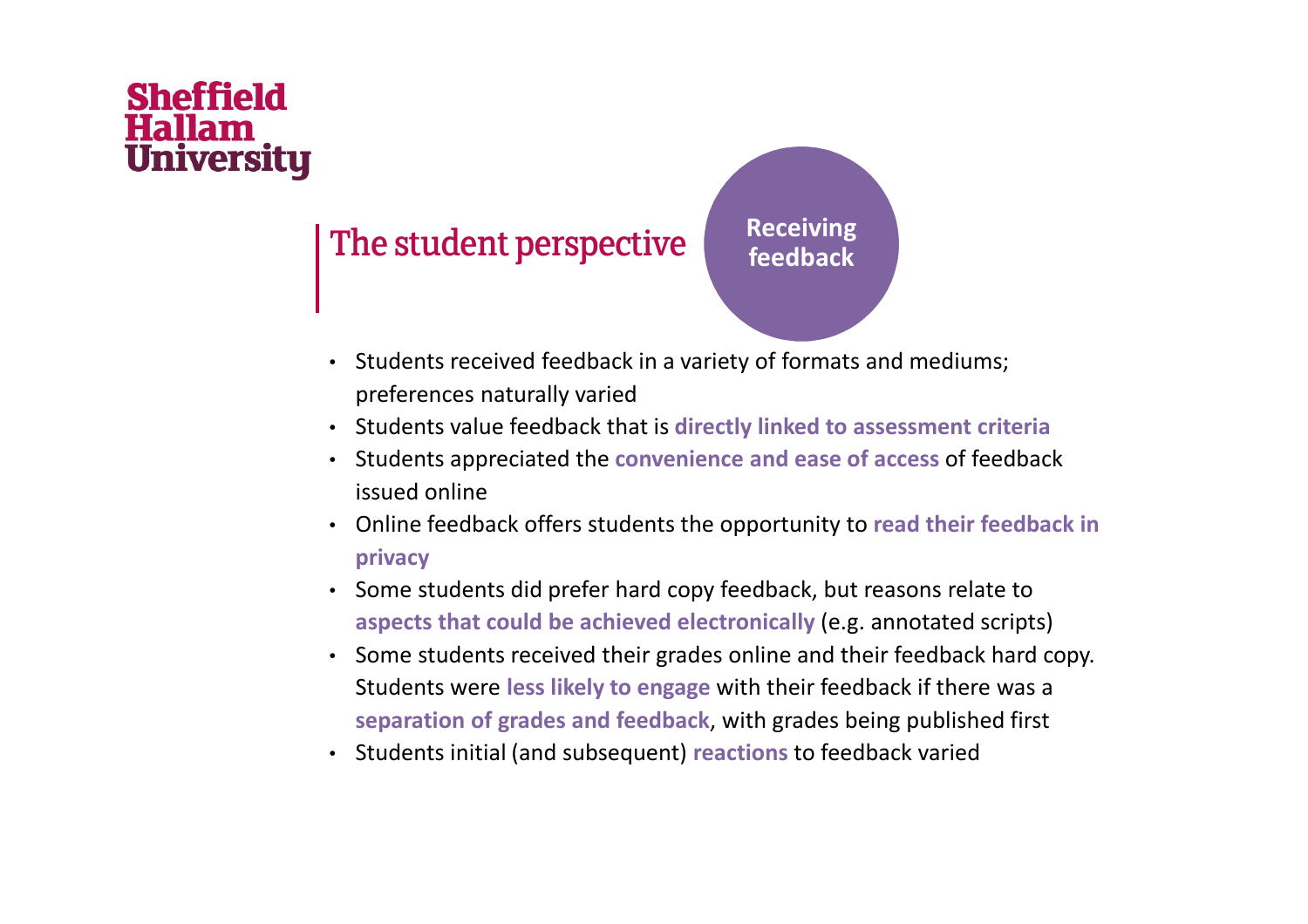# The student perspective

## Receiving feedback

- Students received feedback in a variety of formats and mediums; preferences naturally varied
- Students value feedback that is **directly linked to assessment criteria**
- Students appreciated the **convenience and ease of access** of feedback issued online
- Online feedback offers students the opportunity to **read their feedback in privacy**
- Some students did prefer hard copy feedback, but reasons relate to **aspects that could be achieved electronically** (e.g. annotated scripts)
- Some students received their grades online and their feedback hard copy. Students were **less likely to engage** with their feedback if there was a **separation of grades and feedback**, with grades being published first
- Students initial (and subsequent) **reactions** to feedback varied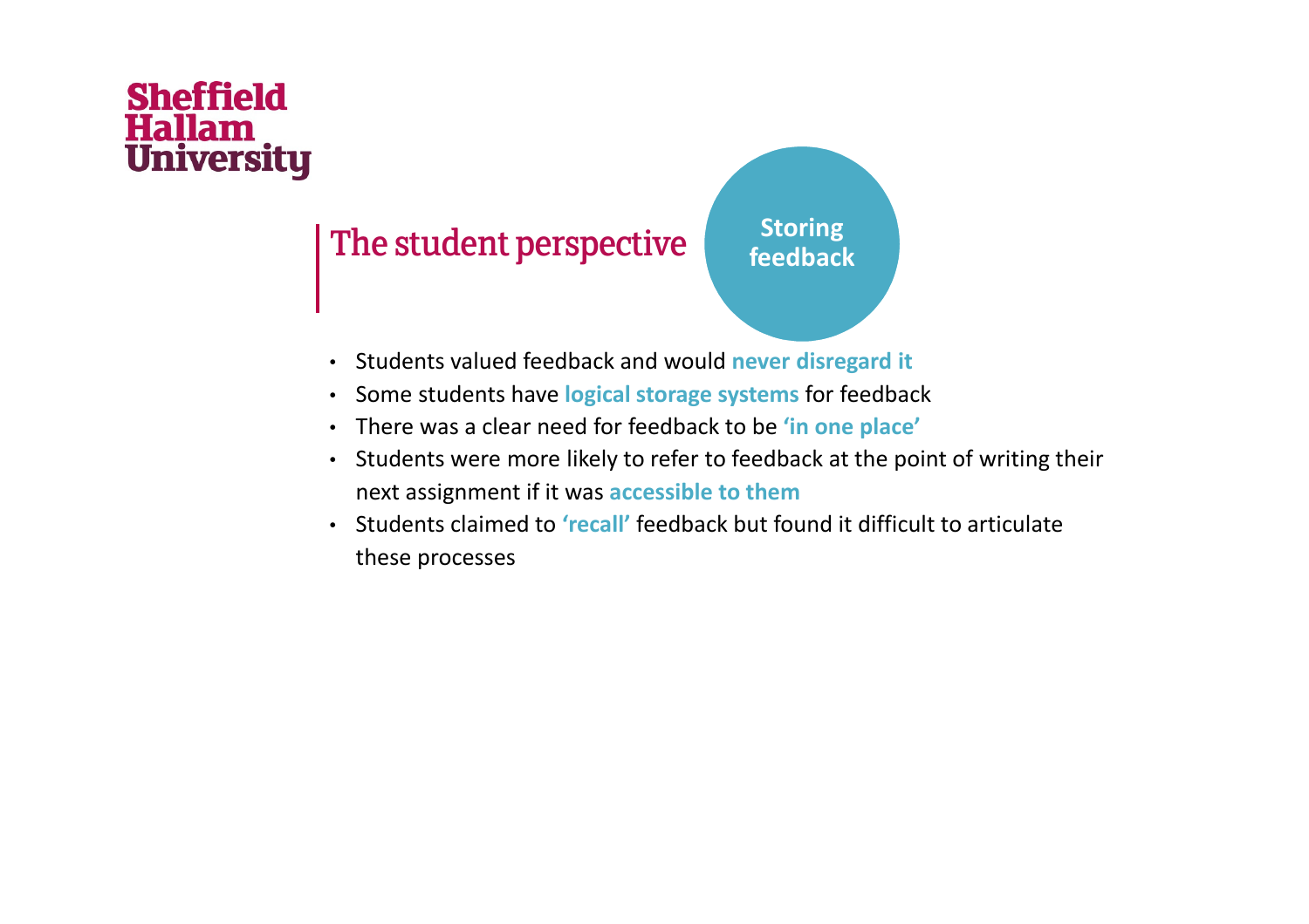Sheffield Hallam University

## The student perspective

**Storing feedback**

- Students valued feedback and would **never disregard it**
- Some students have **logical storage systems** for feedback
- There was a clear need for feedback to be **'in one place'**
- Students were more likely to refer to feedback at the point of writing their next assignment if it was **accessible to them**
- Students claimed to **'recall'** feedback but found it difficult to articulate these processes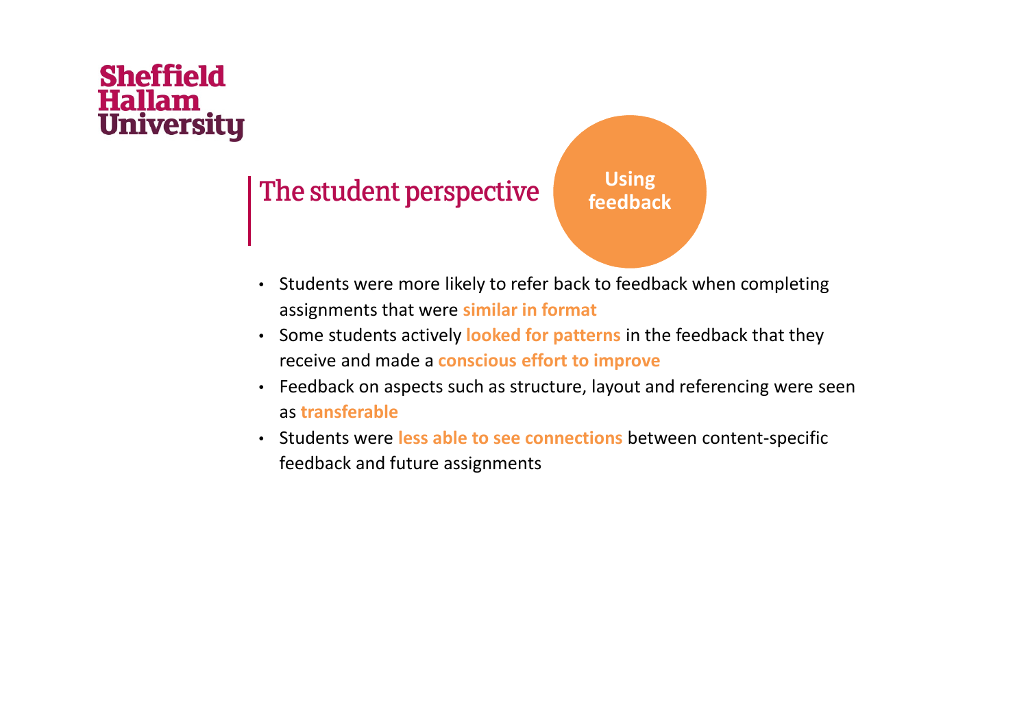Sheffield Hallam University

## The student perspective

**Using feedback**

- Students were more likely to refer back to feedback when completing assignments that were **similar in format**
- Some students actively **looked for patterns** in the feedback that they receive and made a **conscious effort to improve**
- Feedback on aspects such as structure, layout and referencing were seen as **transferable**
- Students were **less able to see connections** between content-specific feedback and future assignments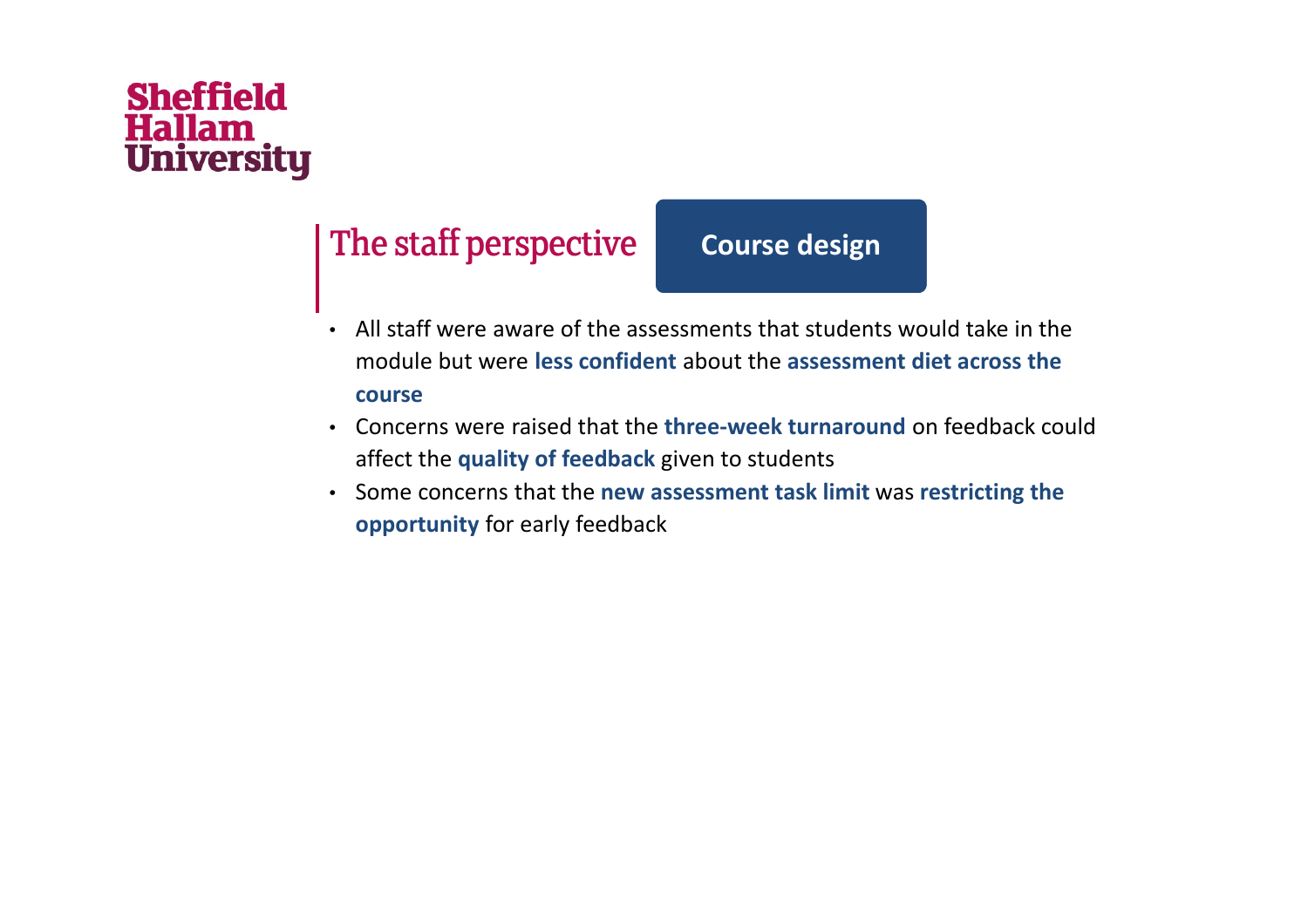Sheffield Hallam University

## The staff perspective

**Course design**

- All staff were aware of the assessments that students would take in the module but were **less confident** about the **assessment diet across the course**
- Concerns were raised that the **three-week turnaround** on feedback could affect the **quality of feedback** given to students
- Some concerns that the **new assessment task limit** was **restricting the opportunity** for early feedback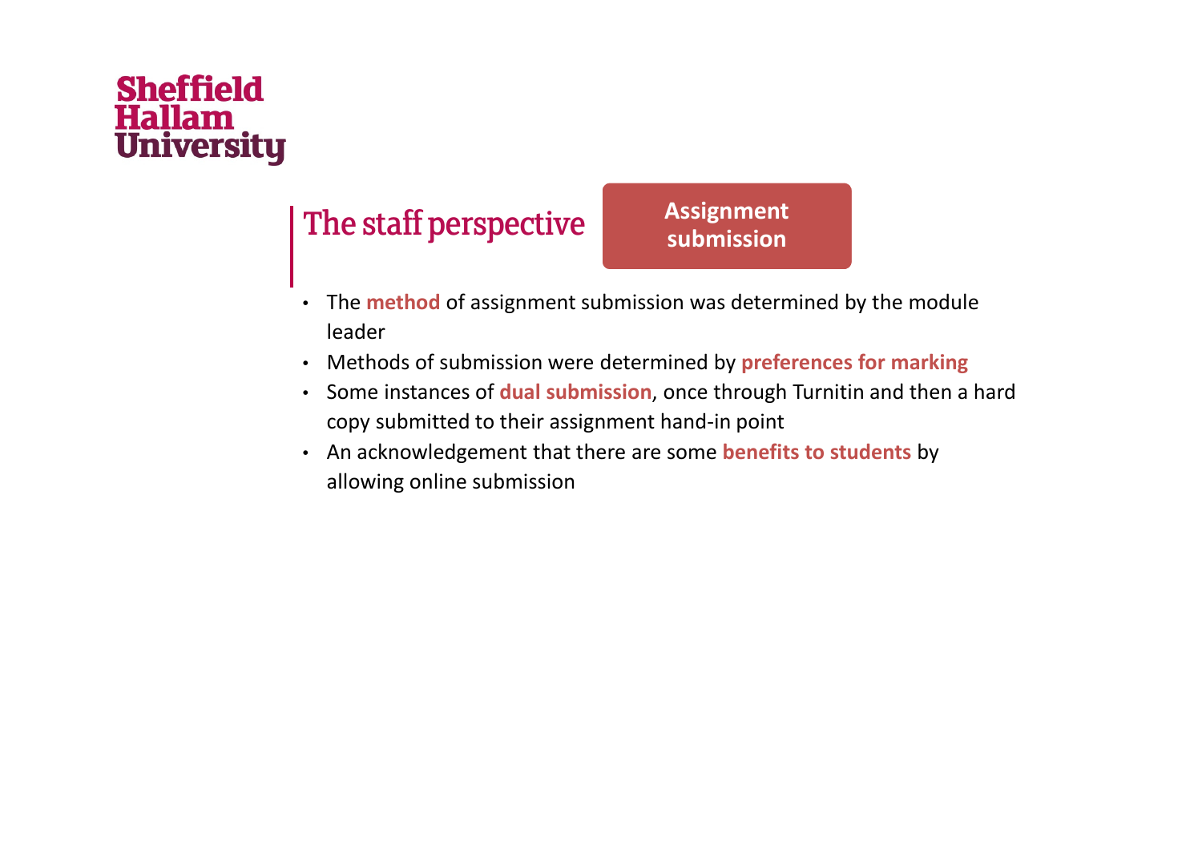Sheffield Hallam University

## The staff perspective

**Assignment submission**

- The **method** of assignment submission was determined by the module leader
- Methods of submission were determined by **preferences for marking**
- Some instances of **dual submission**, once through Turnitin and then a hard copy submitted to their assignment hand-in point
- An acknowledgement that there are some **benefits to students** by allowing online submission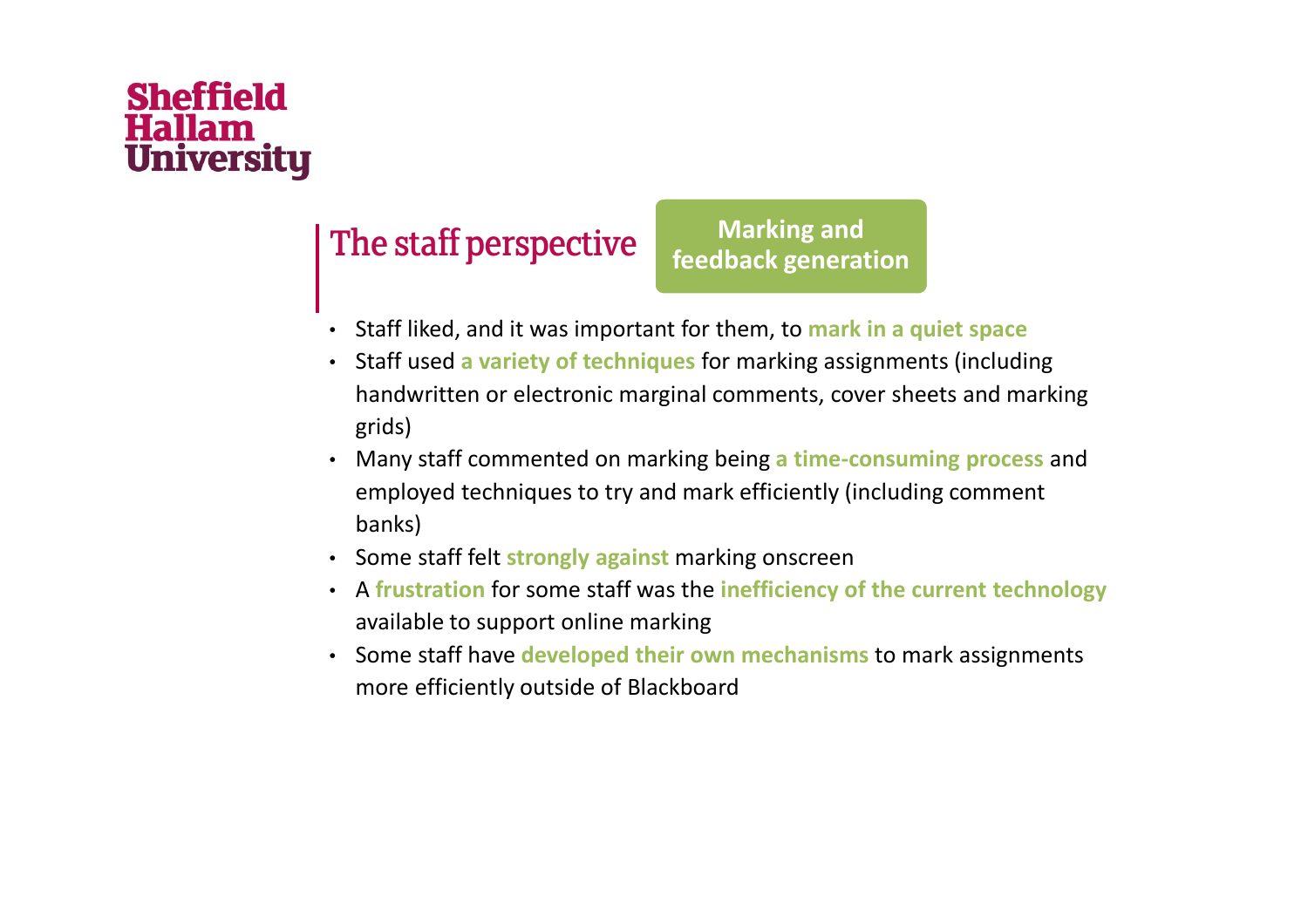Sheffield Hallam University

## The staff perspective

**Marking and feedback generation**

- Staff liked, and it was important for them, to **mark in a quiet space**
- Staff used **a variety of techniques** for marking assignments (including handwritten or electronic marginal comments, cover sheets and marking grids)
- Many staff commented on marking being **a time-consuming process** and employed techniques to try and mark efficiently (including comment banks)
- Some staff felt **strongly against** marking onscreen
- A **frustration** for some staff was the **inefficiency of the current technology** available to support online marking
- Some staff have **developed their own mechanisms** to mark assignments more efficiently outside of Blackboard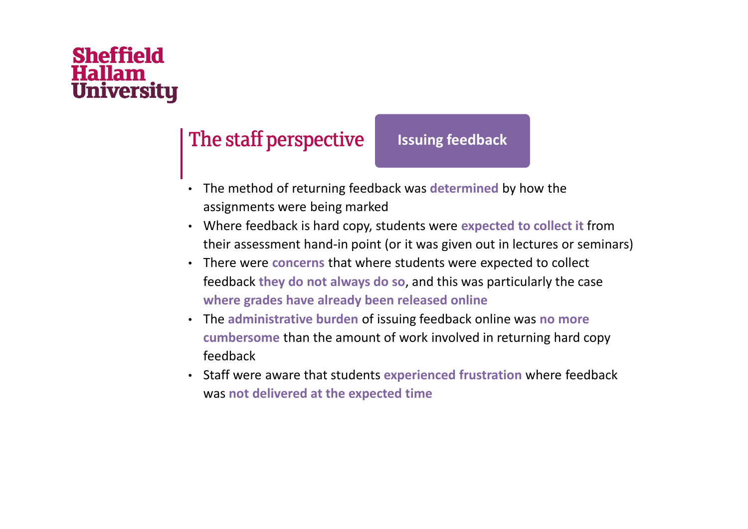## The staff perspective

**Issuing feedback**

- The method of returning feedback was **determined** by how the assignments were being marked
- Where feedback is hard copy, students were **expected to collect it** from their assessment hand-in point (or it was given out in lectures or seminars)
- There were **concerns** that where students were expected to collect feedback **they do not always do so**, and this was particularly the case **where grades have already been released online**
- The **administrative burden** of issuing feedback online was **no more cumbersome** than the amount of work involved in returning hard copy feedback
- Staff were aware that students **experienced frustration** where feedback was **not delivered at the expected time**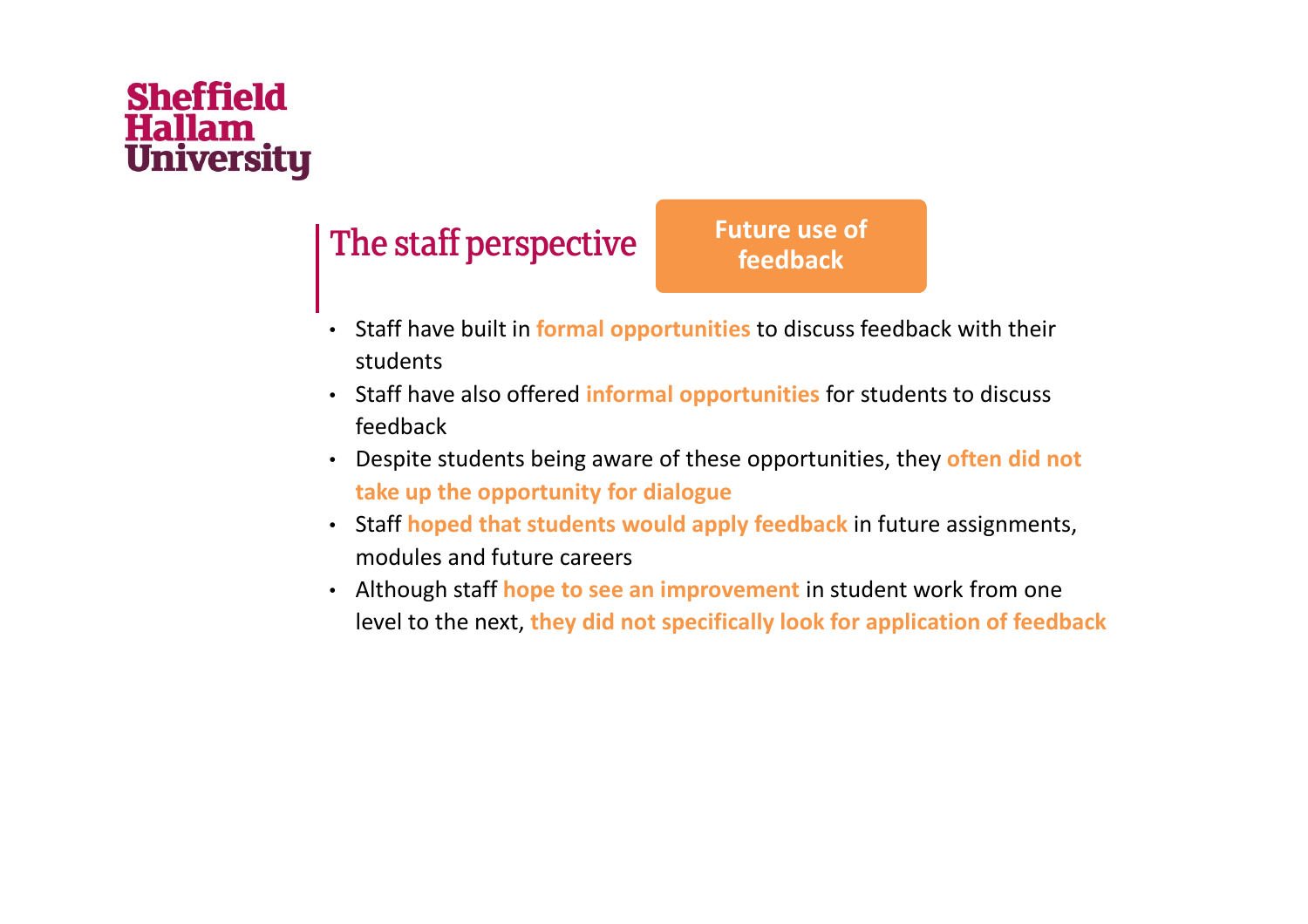Sheffield Hallam University

## The staff perspective

**Future use of feedback**

- Staff have built in **formal opportunities** to discuss feedback with their students
- Staff have also offered **informal opportunities** for students to discuss feedback
- Despite students being aware of these opportunities, they **often did not take up the opportunity for dialogue**
- Staff **hoped that students would apply feedback** in future assignments, modules and future careers
- Although staff **hope to see an improvement** in student work from one level to the next, **they did not specifically look for application of feedback**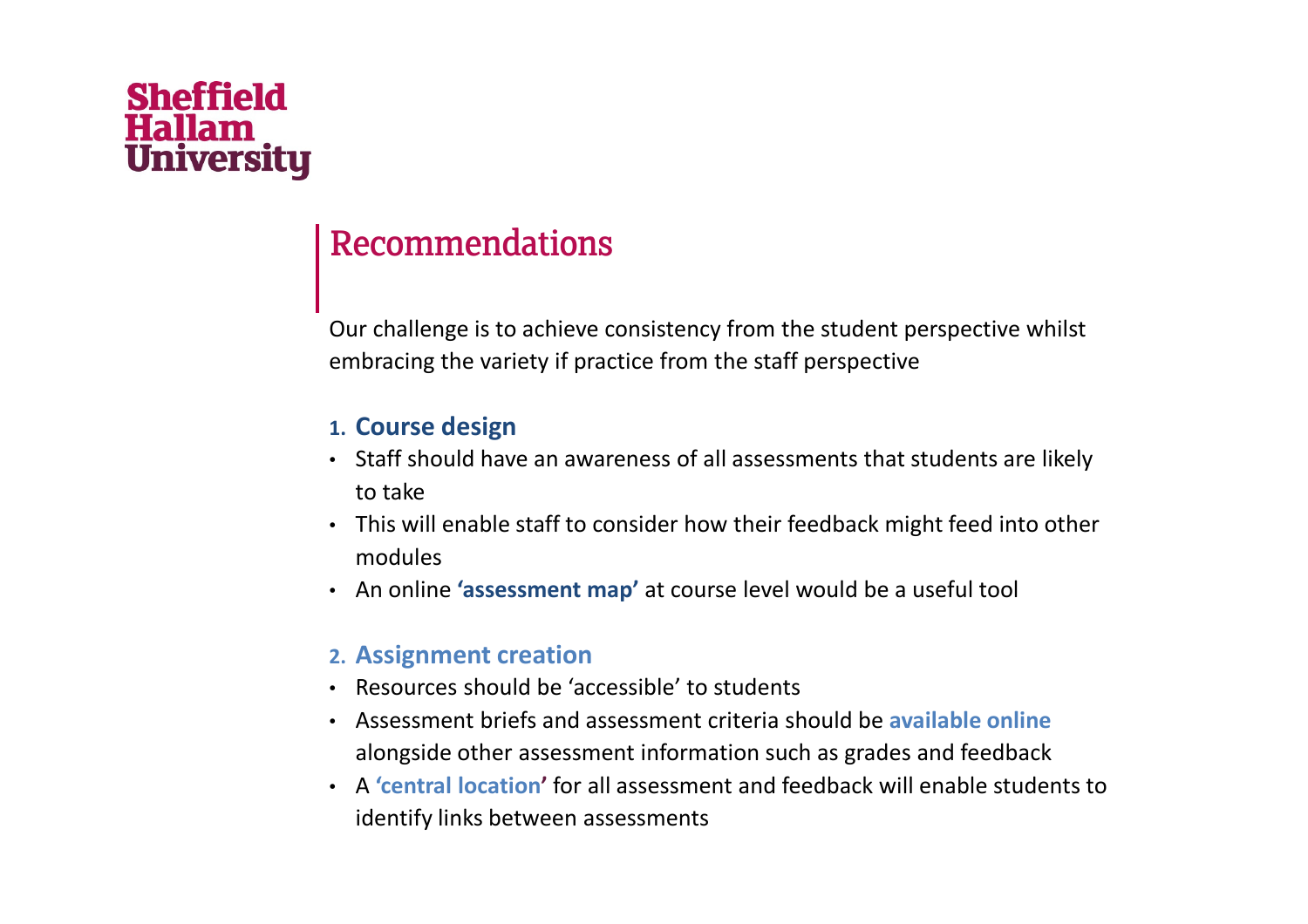Sheffield Hallam University

## Recommendations

Our challenge is to achieve consistency from the student perspective whilst embracing the variety if practice from the staff perspective

### 1. Course design

- Staff should have an awareness of all assessments that students are likely to take
- This will enable staff to consider how their feedback might feed into other modules
- An online **'assessment map'** at course level would be a useful tool

### 2. Assignment creation

- Resources should be 'accessible' to students
- Assessment briefs and assessment criteria should be **available online** alongside other assessment information such as grades and feedback
- A **'central location'** for all assessment and feedback will enable students to identify links between assessments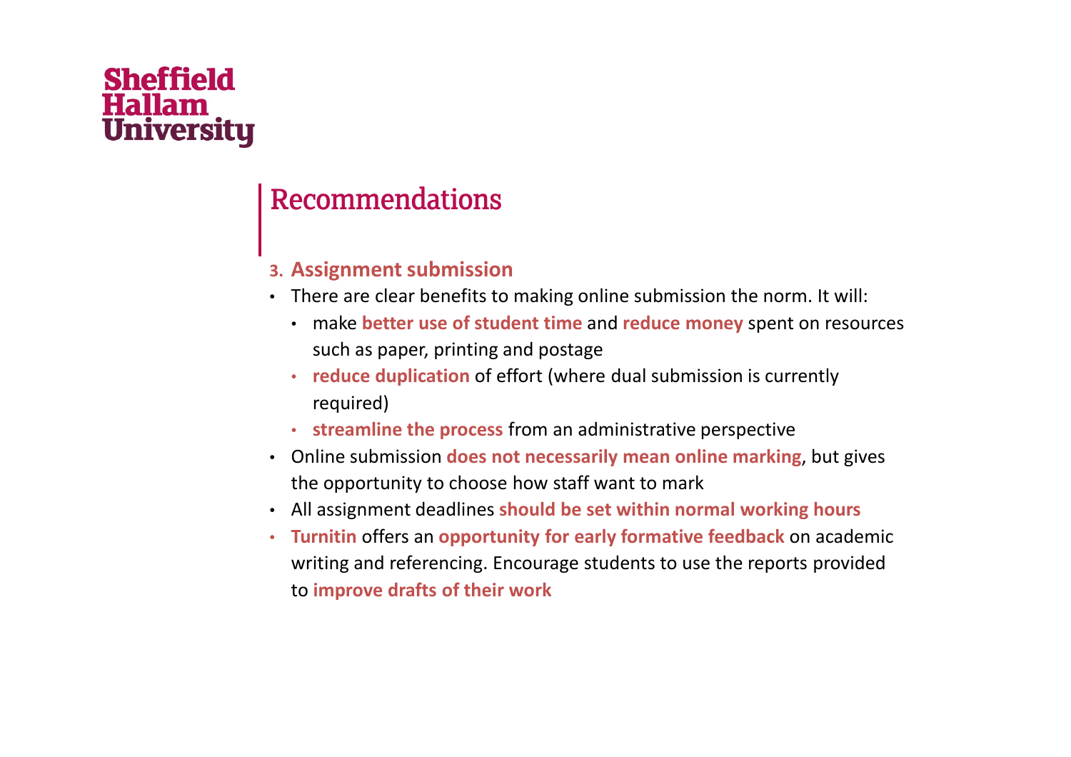# Recommendations

### 3. Assignment submission

- There are clear benefits to making online submission the norm. It will:
  - make **better use of student time** and **reduce money** spent on resources such as paper, printing and postage
  - **reduce duplication** of effort (where dual submission is currently required)
  - **streamline the process** from an administrative perspective
- Online submission **does not necessarily mean online marking**, but gives the opportunity to choose how staff want to mark
- All assignment deadlines **should be set within normal working hours**
- **Turnitin** offers an **opportunity for early formative feedback** on academic writing and referencing. Encourage students to use the reports provided to **improve drafts of their work**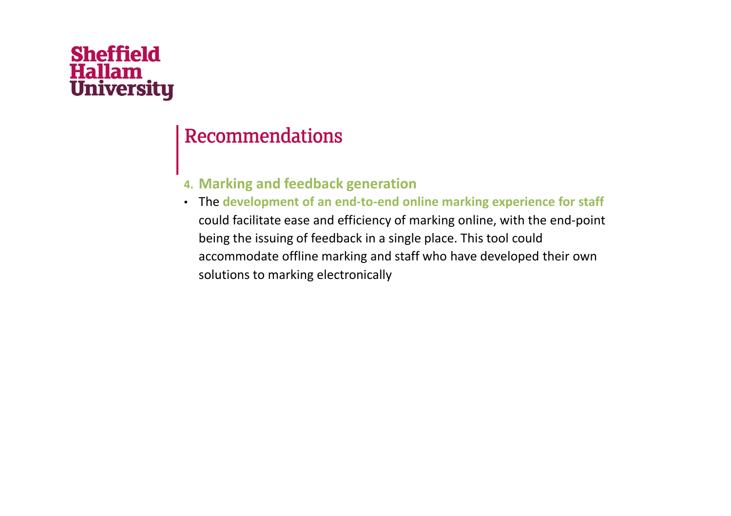Sheffield Hallam University

# Recommendations

### 4. Marking and feedback generation

- The **development of an end-to-end online marking experience for staff** could facilitate ease and efficiency of marking online, with the end-point being the issuing of feedback in a single place. This tool could accommodate offline marking and staff who have developed their own solutions to marking electronically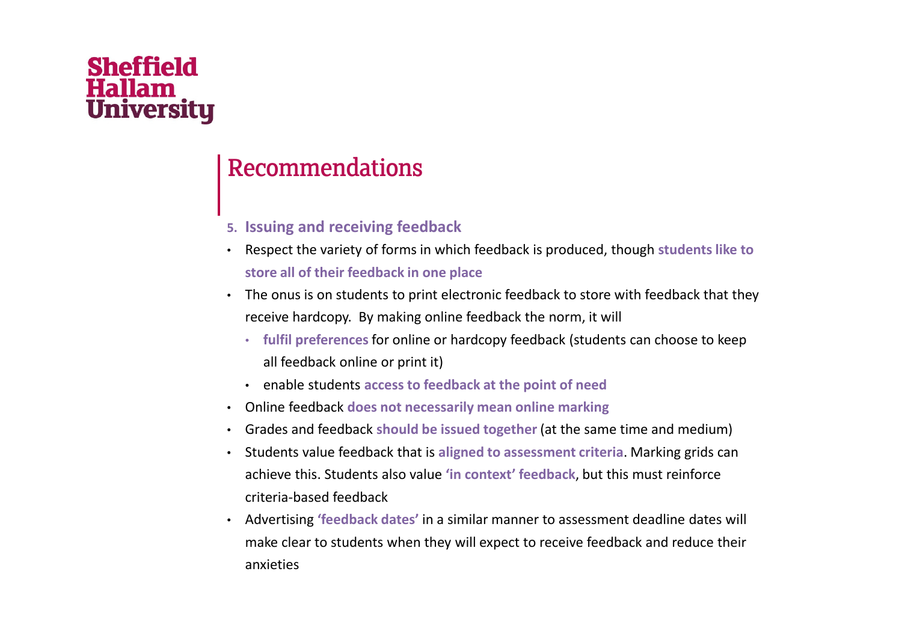# Recommendations

**5. Issuing and receiving feedback**

- Respect the variety of forms in which feedback is produced, though **students like to store all of their feedback in one place**
- The onus is on students to print electronic feedback to store with feedback that they receive hardcopy. By making online feedback the norm, it will
  - **fulfil preferences** for online or hardcopy feedback (students can choose to keep all feedback online or print it)
  - enable students **access to feedback at the point of need**
- Online feedback **does not necessarily mean online marking**
- Grades and feedback **should be issued together** (at the same time and medium)
- Students value feedback that is **aligned to assessment criteria**. Marking grids can achieve this. Students also value **'in context' feedback**, but this must reinforce criteria-based feedback
- Advertising **'feedback dates'** in a similar manner to assessment deadline dates will make clear to students when they will expect to receive feedback and reduce their anxieties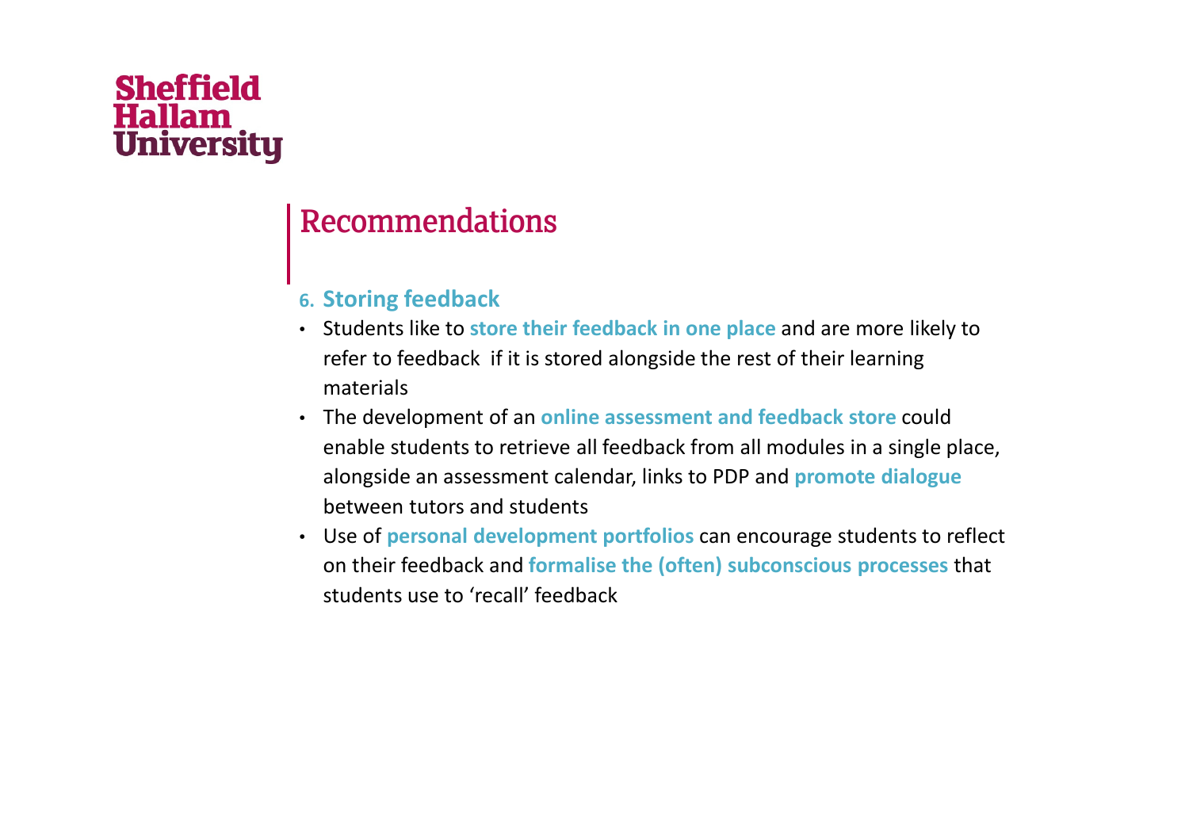Sheffield Hallam University

## Recommendations

### 6. Storing feedback

- Students like to **store their feedback in one place** and are more likely to refer to feedback if it is stored alongside the rest of their learning materials
- The development of an **online assessment and feedback store** could enable students to retrieve all feedback from all modules in a single place, alongside an assessment calendar, links to PDP and **promote dialogue** between tutors and students
- Use of **personal development portfolios** can encourage students to reflect on their feedback and **formalise the (often) subconscious processes** that students use to 'recall' feedback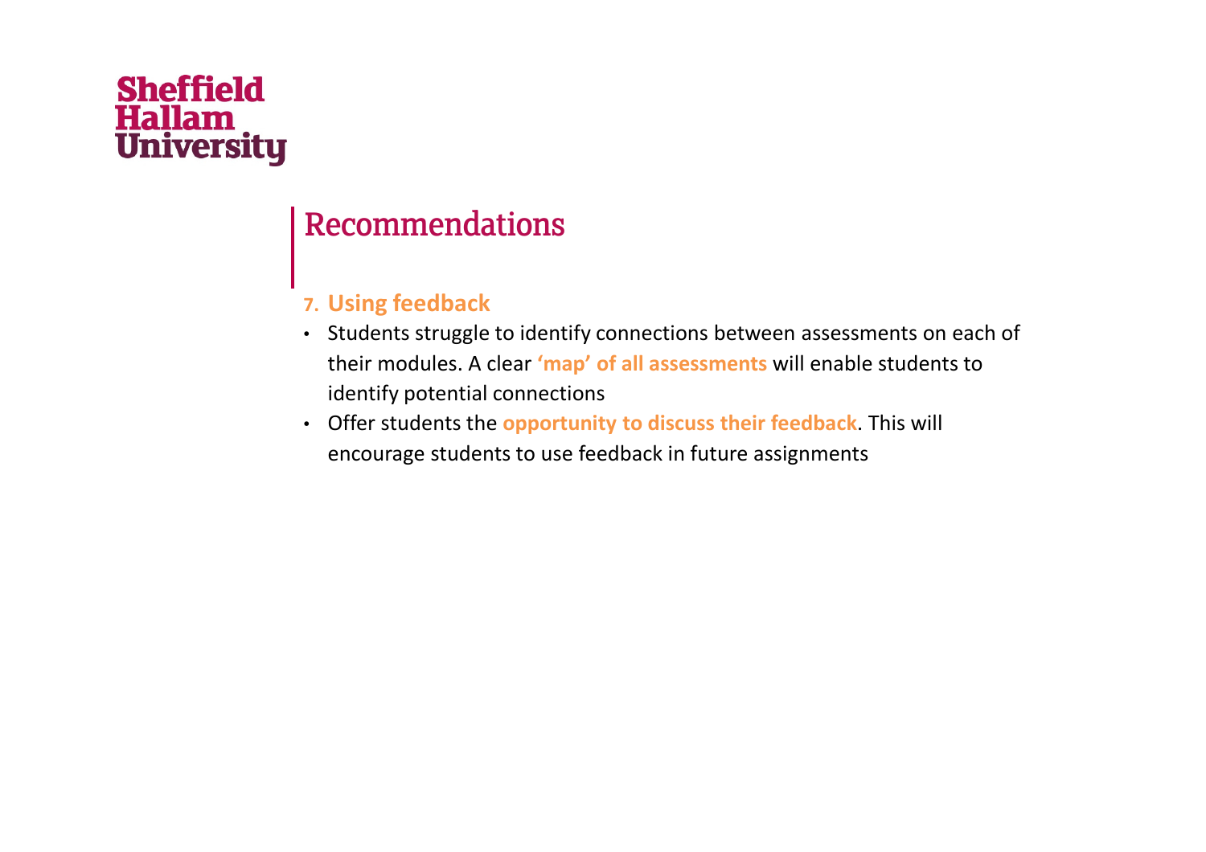Sheffield Hallam University

# Recommendations

### 7. Using feedback

- Students struggle to identify connections between assessments on each of their modules. A clear **'map' of all assessments** will enable students to identify potential connections
- Offer students the **opportunity to discuss their feedback**. This will encourage students to use feedback in future assignments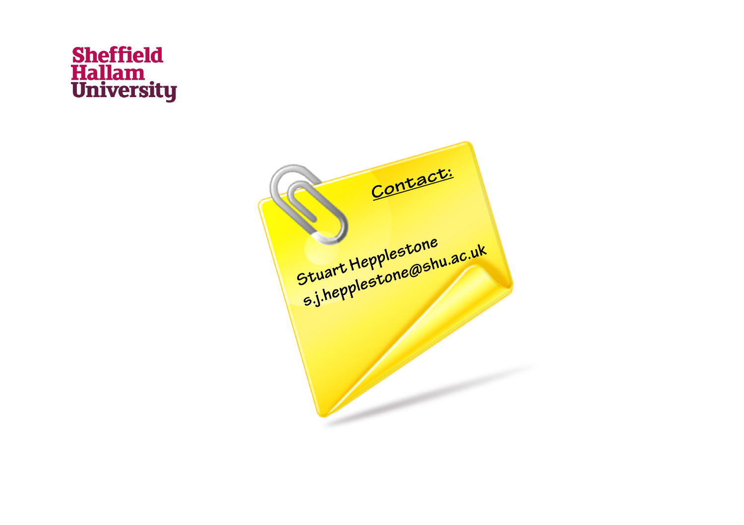Sheffield Hallam University

**Contact:**

Stuart Hepplestone
s.j.hepplestone@shu.ac.uk